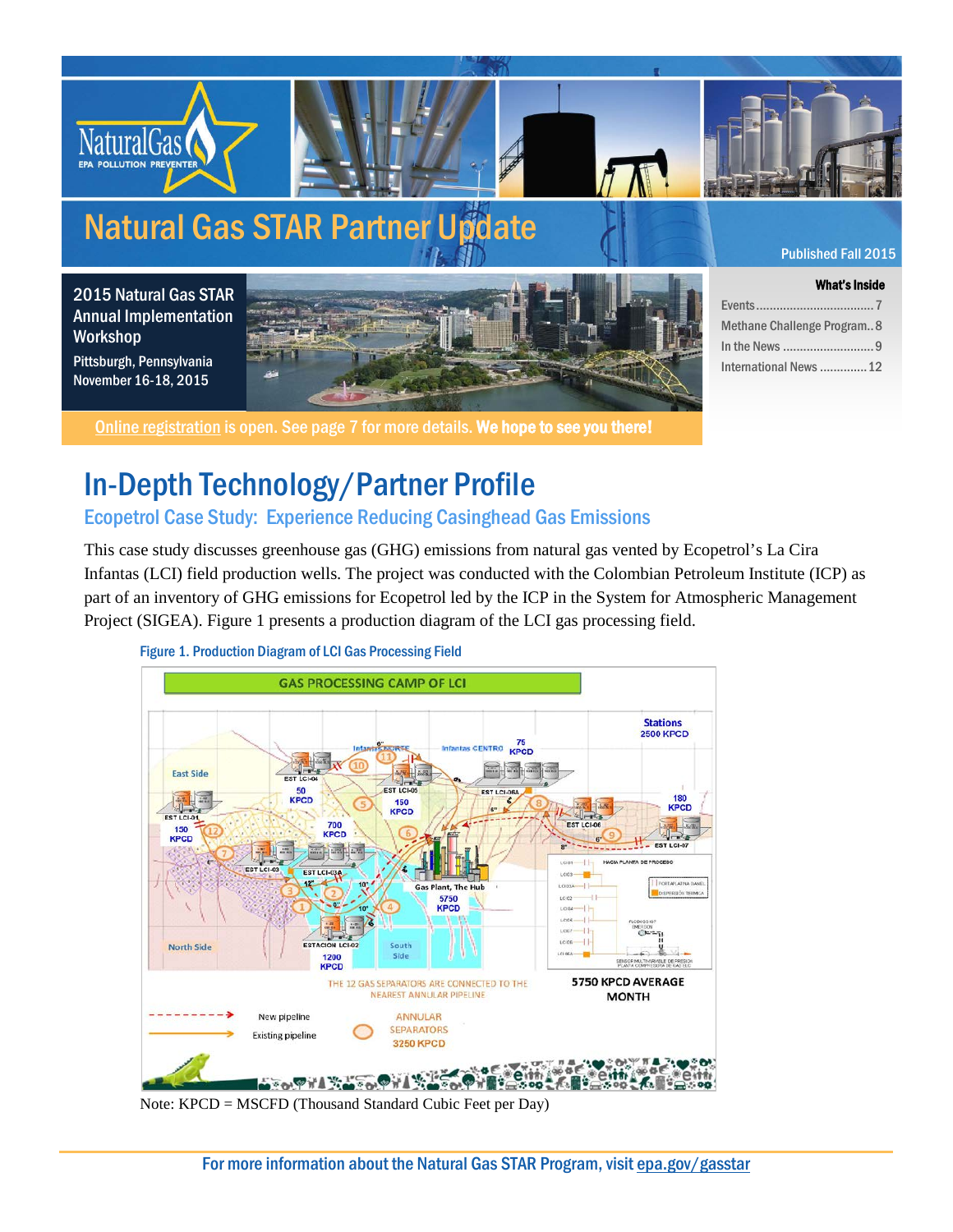# Natural Gas STAR Partner Update

Published Fall 2015

**2015 Natural Gas STAR Annual Implementation Workshop**

Pittsburgh, Pennsylvania
November 16-18, 2015

Online registration is open. See page 7 for more details. **We hope to see you there!**

**What's Inside**

- Events .......... 7
- Methane Challenge Program .......... 8
- In the News .......... 9
- International News .......... 12

## In-Depth Technology/Partner Profile

### Ecopetrol Case Study: Experience Reducing Casinghead Gas Emissions

This case study discusses greenhouse gas (GHG) emissions from natural gas vented by Ecopetrol's La Cira Infantas (LCI) field production wells. The project was conducted with the Colombian Petroleum Institute (ICP) as part of an inventory of GHG emissions for Ecopetrol led by the ICP in the System for Atmospheric Management Project (SIGEA). Figure 1 presents a production diagram of the LCI gas processing field.

Figure 1. Production Diagram of LCI Gas Processing Field

Note: KPCD = MSCFD (Thousand Standard Cubic Feet per Day)

For more information about the Natural Gas STAR Program, visit epa.gov/gasstar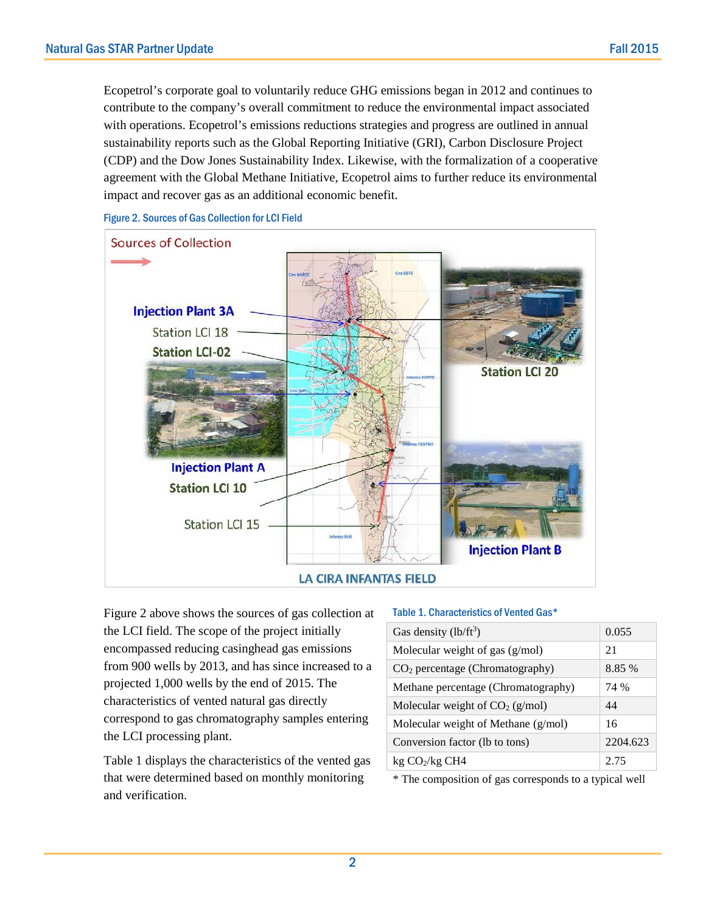Ecopetrol's corporate goal to voluntarily reduce GHG emissions began in 2012 and continues to contribute to the company's overall commitment to reduce the environmental impact associated with operations. Ecopetrol's emissions reductions strategies and progress are outlined in annual sustainability reports such as the Global Reporting Initiative (GRI), Carbon Disclosure Project (CDP) and the Dow Jones Sustainability Index. Likewise, with the formalization of a cooperative agreement with the Global Methane Initiative, Ecopetrol aims to further reduce its environmental impact and recover gas as an additional economic benefit.

Figure 2. Sources of Gas Collection for LCI Field

Figure 2 above shows the sources of gas collection at the LCI field. The scope of the project initially encompassed reducing casinghead gas emissions from 900 wells by 2013, and has since increased to a projected 1,000 wells by the end of 2015. The characteristics of vented natural gas directly correspond to gas chromatography samples entering the LCI processing plant.

Table 1 displays the characteristics of the vented gas that were determined based on monthly monitoring and verification.

Table 1. Characteristics of Vented Gas*

| | |
|---|---|
| Gas density ($lb/ft^3$) | 0.055 |
| Molecular weight of gas (g/mol) | 21 |
| $CO_2$ percentage (Chromatography) | 8.85 % |
| Methane percentage (Chromatography) | 74 % |
| Molecular weight of $CO_2$ (g/mol) | 44 |
| Molecular weight of Methane (g/mol) | 16 |
| Conversion factor (lb to tons) | 2204.623 |
| kg $CO_2$/kg CH4 | 2.75 |

* The composition of gas corresponds to a typical well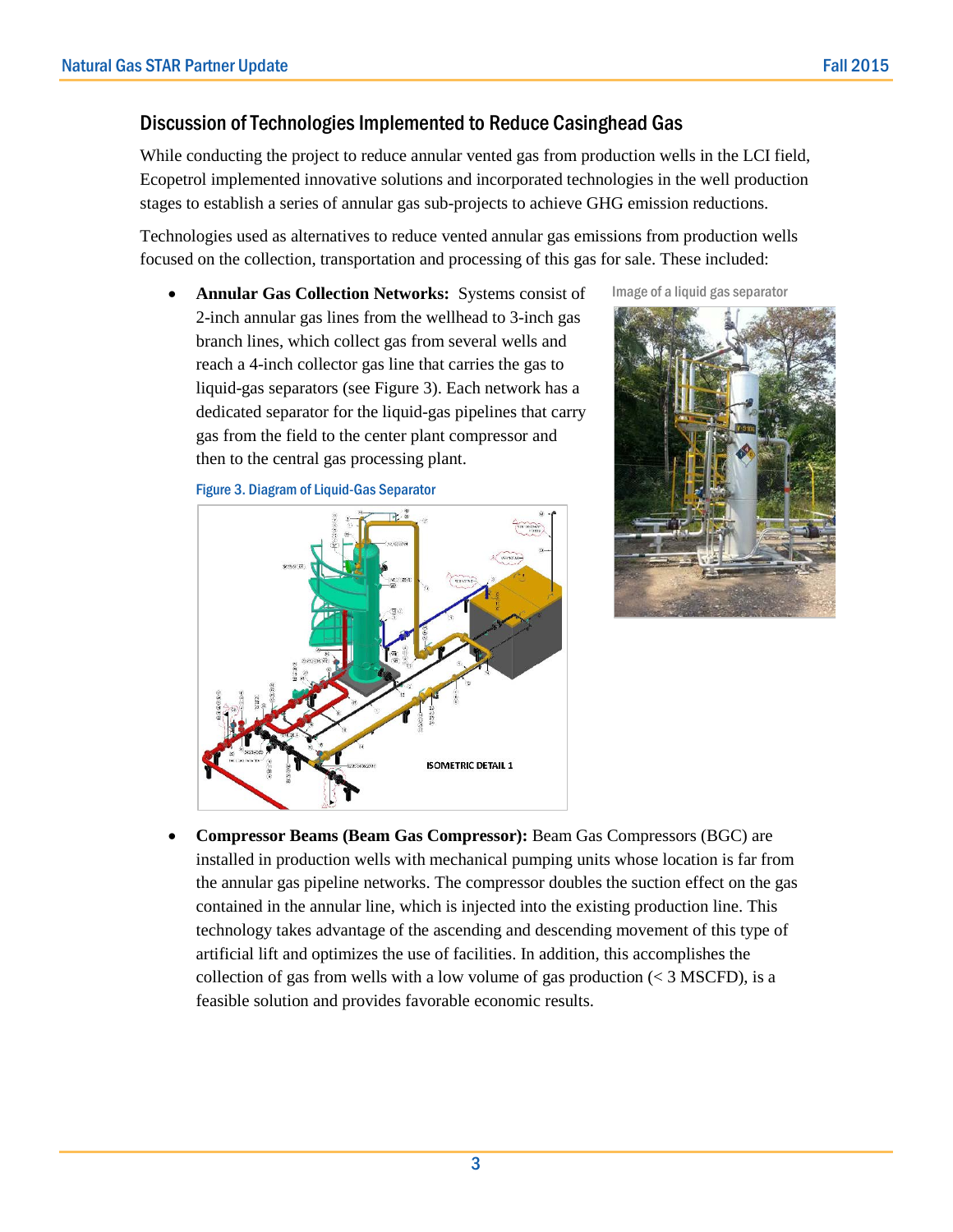## Discussion of Technologies Implemented to Reduce Casinghead Gas

While conducting the project to reduce annular vented gas from production wells in the LCI field, Ecopetrol implemented innovative solutions and incorporated technologies in the well production stages to establish a series of annular gas sub-projects to achieve GHG emission reductions.

Technologies used as alternatives to reduce vented annular gas emissions from production wells focused on the collection, transportation and processing of this gas for sale. These included:

- **Annular Gas Collection Networks:** Systems consist of 2-inch annular gas lines from the wellhead to 3-inch gas branch lines, which collect gas from several wells and reach a 4-inch collector gas line that carries the gas to liquid-gas separators (see Figure 3). Each network has a dedicated separator for the liquid-gas pipelines that carry gas from the field to the center plant compressor and then to the central gas processing plant.

Image of a liquid gas separator

Figure 3. Diagram of Liquid-Gas Separator

- **Compressor Beams (Beam Gas Compressor):** Beam Gas Compressors (BGC) are installed in production wells with mechanical pumping units whose location is far from the annular gas pipeline networks. The compressor doubles the suction effect on the gas contained in the annular line, which is injected into the existing production line. This technology takes advantage of the ascending and descending movement of this type of artificial lift and optimizes the use of facilities. In addition, this accomplishes the collection of gas from wells with a low volume of gas production (< 3 MSCFD), is a feasible solution and provides favorable economic results.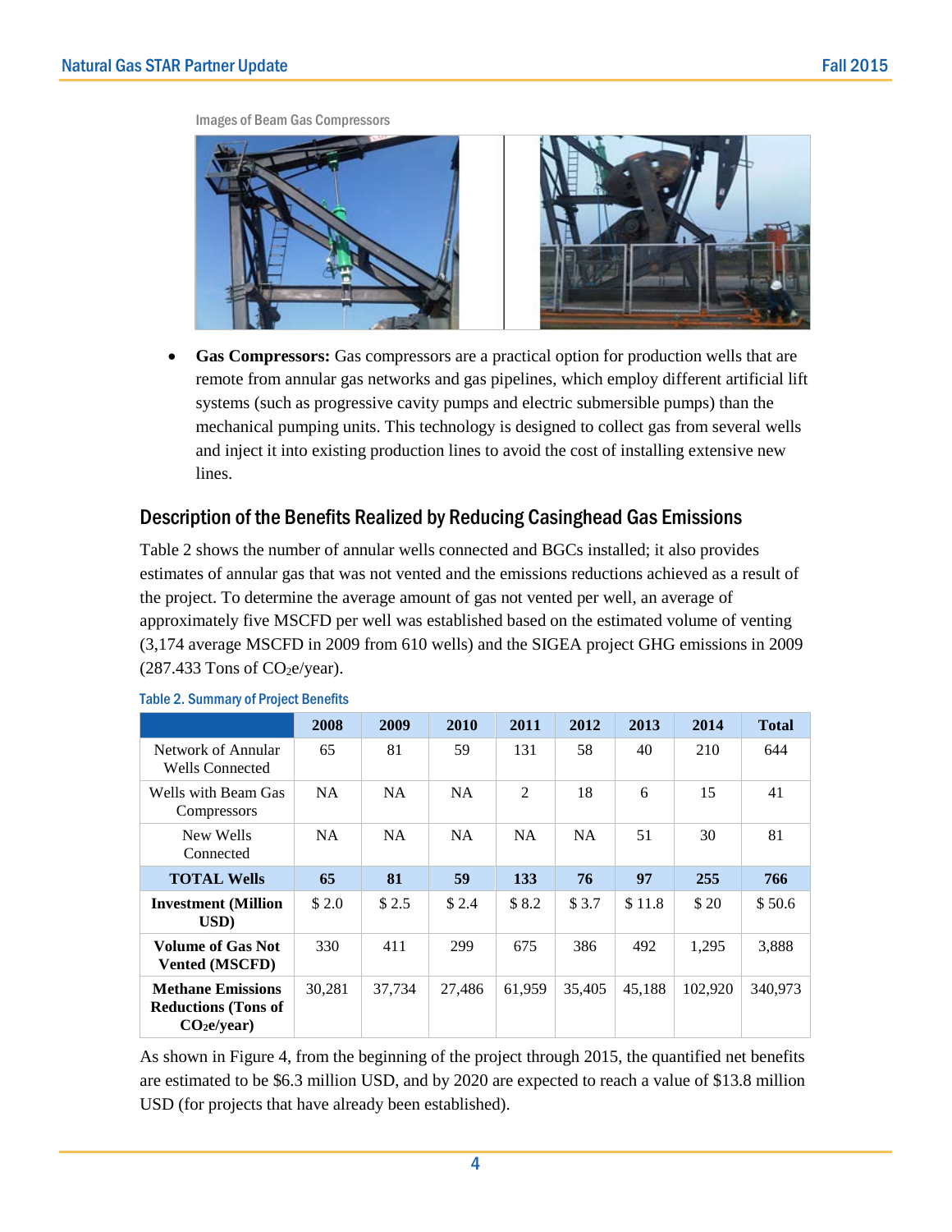Images of Beam Gas Compressors

- **Gas Compressors:** Gas compressors are a practical option for production wells that are remote from annular gas networks and gas pipelines, which employ different artificial lift systems (such as progressive cavity pumps and electric submersible pumps) than the mechanical pumping units. This technology is designed to collect gas from several wells and inject it into existing production lines to avoid the cost of installing extensive new lines.

## Description of the Benefits Realized by Reducing Casinghead Gas Emissions

Table 2 shows the number of annular wells connected and BGCs installed; it also provides estimates of annular gas that was not vented and the emissions reductions achieved as a result of the project. To determine the average amount of gas not vented per well, an average of approximately five MSCFD per well was established based on the estimated volume of venting (3,174 average MSCFD in 2009 from 610 wells) and the SIGEA project GHG emissions in 2009 (287.433 Tons of $CO_2$e/year).

**Table 2. Summary of Project Benefits**

| | 2008 | 2009 | 2010 | 2011 | 2012 | 2013 | 2014 | Total |
|---|---|---|---|---|---|---|---|---|
| Network of Annular Wells Connected | 65 | 81 | 59 | 131 | 58 | 40 | 210 | 644 |
| Wells with Beam Gas Compressors | NA | NA | NA | 2 | 18 | 6 | 15 | 41 |
| New Wells Connected | NA | NA | NA | NA | NA | 51 | 30 | 81 |
| **TOTAL Wells** | **65** | **81** | **59** | **133** | **76** | **97** | **255** | **766** |
| **Investment (Million USD)** | $ 2.0 | $ 2.5 | $ 2.4 | $ 8.2 | $ 3.7 | $ 11.8 | $ 20 | $ 50.6 |
| **Volume of Gas Not Vented (MSCFD)** | 330 | 411 | 299 | 675 | 386 | 492 | 1,295 | 3,888 |
| **Methane Emissions Reductions (Tons of $CO_2$e/year)** | 30,281 | 37,734 | 27,486 | 61,959 | 35,405 | 45,188 | 102,920 | 340,973 |

As shown in Figure 4, from the beginning of the project through 2015, the quantified net benefits are estimated to be $6.3 million USD, and by 2020 are expected to reach a value of $13.8 million USD (for projects that have already been established).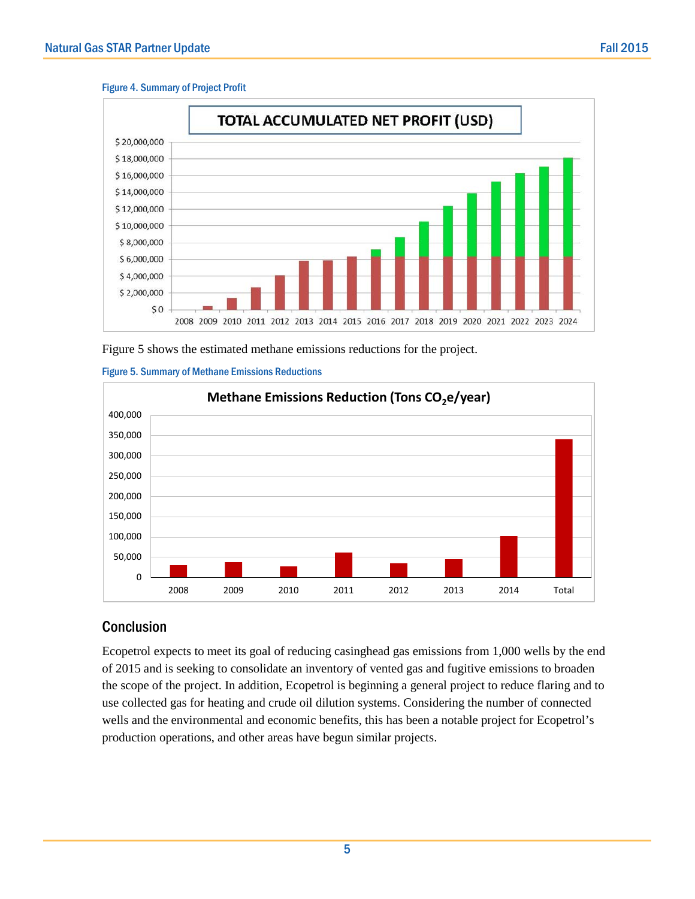Figure 4. Summary of Project Profit

Figure 5 shows the estimated methane emissions reductions for the project.

Figure 5. Summary of Methane Emissions Reductions

## Conclusion

Ecopetrol expects to meet its goal of reducing casinghead gas emissions from 1,000 wells by the end of 2015 and is seeking to consolidate an inventory of vented gas and fugitive emissions to broaden the scope of the project. In addition, Ecopetrol is beginning a general project to reduce flaring and to use collected gas for heating and crude oil dilution systems. Considering the number of connected wells and the environmental and economic benefits, this has been a notable project for Ecopetrol's production operations, and other areas have begun similar projects.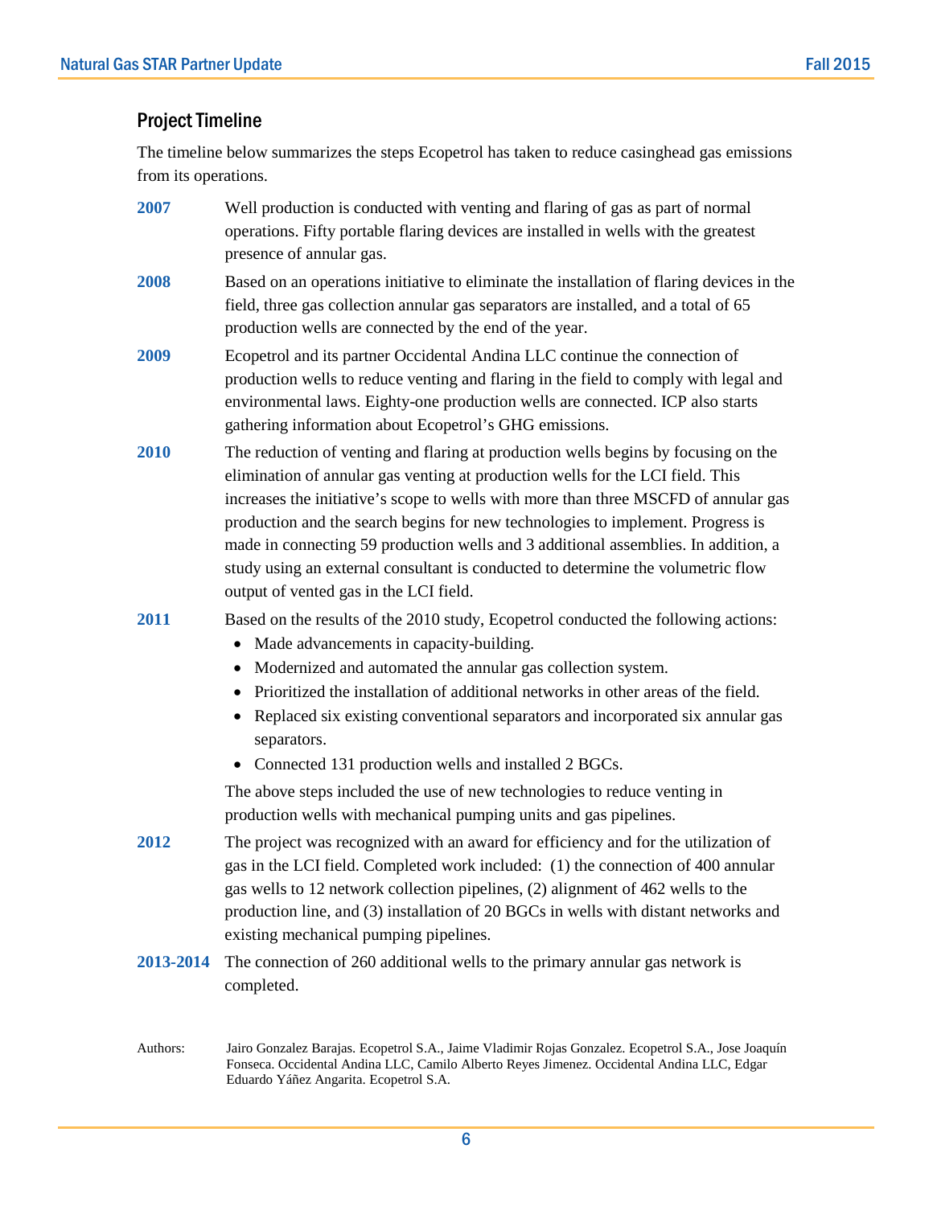## Project Timeline

The timeline below summarizes the steps Ecopetrol has taken to reduce casinghead gas emissions from its operations.

**2007** Well production is conducted with venting and flaring of gas as part of normal operations. Fifty portable flaring devices are installed in wells with the greatest presence of annular gas.

**2008** Based on an operations initiative to eliminate the installation of flaring devices in the field, three gas collection annular gas separators are installed, and a total of 65 production wells are connected by the end of the year.

**2009** Ecopetrol and its partner Occidental Andina LLC continue the connection of production wells to reduce venting and flaring in the field to comply with legal and environmental laws. Eighty-one production wells are connected. ICP also starts gathering information about Ecopetrol's GHG emissions.

**2010** The reduction of venting and flaring at production wells begins by focusing on the elimination of annular gas venting at production wells for the LCI field. This increases the initiative's scope to wells with more than three MSCFD of annular gas production and the search begins for new technologies to implement. Progress is made in connecting 59 production wells and 3 additional assemblies. In addition, a study using an external consultant is conducted to determine the volumetric flow output of vented gas in the LCI field.

**2011** Based on the results of the 2010 study, Ecopetrol conducted the following actions:

- Made advancements in capacity-building.
- Modernized and automated the annular gas collection system.
- Prioritized the installation of additional networks in other areas of the field.
- Replaced six existing conventional separators and incorporated six annular gas separators.
- Connected 131 production wells and installed 2 BGCs.

The above steps included the use of new technologies to reduce venting in production wells with mechanical pumping units and gas pipelines.

**2012** The project was recognized with an award for efficiency and for the utilization of gas in the LCI field. Completed work included: (1) the connection of 400 annular gas wells to 12 network collection pipelines, (2) alignment of 462 wells to the production line, and (3) installation of 20 BGCs in wells with distant networks and existing mechanical pumping pipelines.

**2013-2014** The connection of 260 additional wells to the primary annular gas network is completed.

Authors: Jairo Gonzalez Barajas. Ecopetrol S.A., Jaime Vladimir Rojas Gonzalez. Ecopetrol S.A., Jose Joaquín Fonseca. Occidental Andina LLC, Camilo Alberto Reyes Jimenez. Occidental Andina LLC, Edgar Eduardo Yáñez Angarita. Ecopetrol S.A.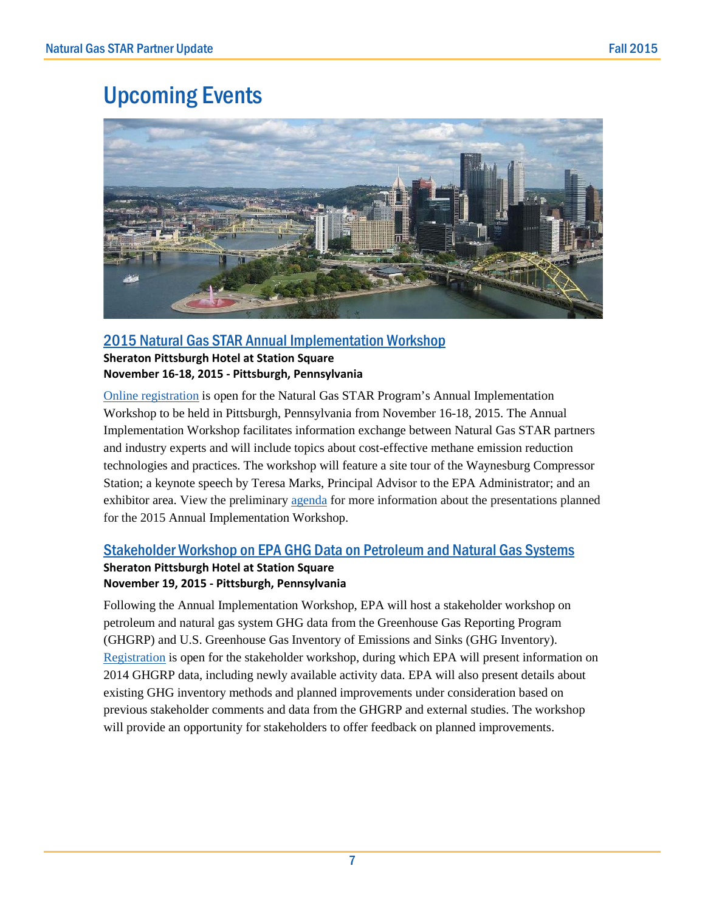# Upcoming Events

## 2015 Natural Gas STAR Annual Implementation Workshop

**Sheraton Pittsburgh Hotel at Station Square**
**November 16-18, 2015 - Pittsburgh, Pennsylvania**

Online registration is open for the Natural Gas STAR Program's Annual Implementation Workshop to be held in Pittsburgh, Pennsylvania from November 16-18, 2015. The Annual Implementation Workshop facilitates information exchange between Natural Gas STAR partners and industry experts and will include topics about cost-effective methane emission reduction technologies and practices. The workshop will feature a site tour of the Waynesburg Compressor Station; a keynote speech by Teresa Marks, Principal Advisor to the EPA Administrator; and an exhibitor area. View the preliminary agenda for more information about the presentations planned for the 2015 Annual Implementation Workshop.

## Stakeholder Workshop on EPA GHG Data on Petroleum and Natural Gas Systems

**Sheraton Pittsburgh Hotel at Station Square**
**November 19, 2015 - Pittsburgh, Pennsylvania**

Following the Annual Implementation Workshop, EPA will host a stakeholder workshop on petroleum and natural gas system GHG data from the Greenhouse Gas Reporting Program (GHGRP) and U.S. Greenhouse Gas Inventory of Emissions and Sinks (GHG Inventory). Registration is open for the stakeholder workshop, during which EPA will present information on 2014 GHGRP data, including newly available activity data. EPA will also present details about existing GHG inventory methods and planned improvements under consideration based on previous stakeholder comments and data from the GHGRP and external studies. The workshop will provide an opportunity for stakeholders to offer feedback on planned improvements.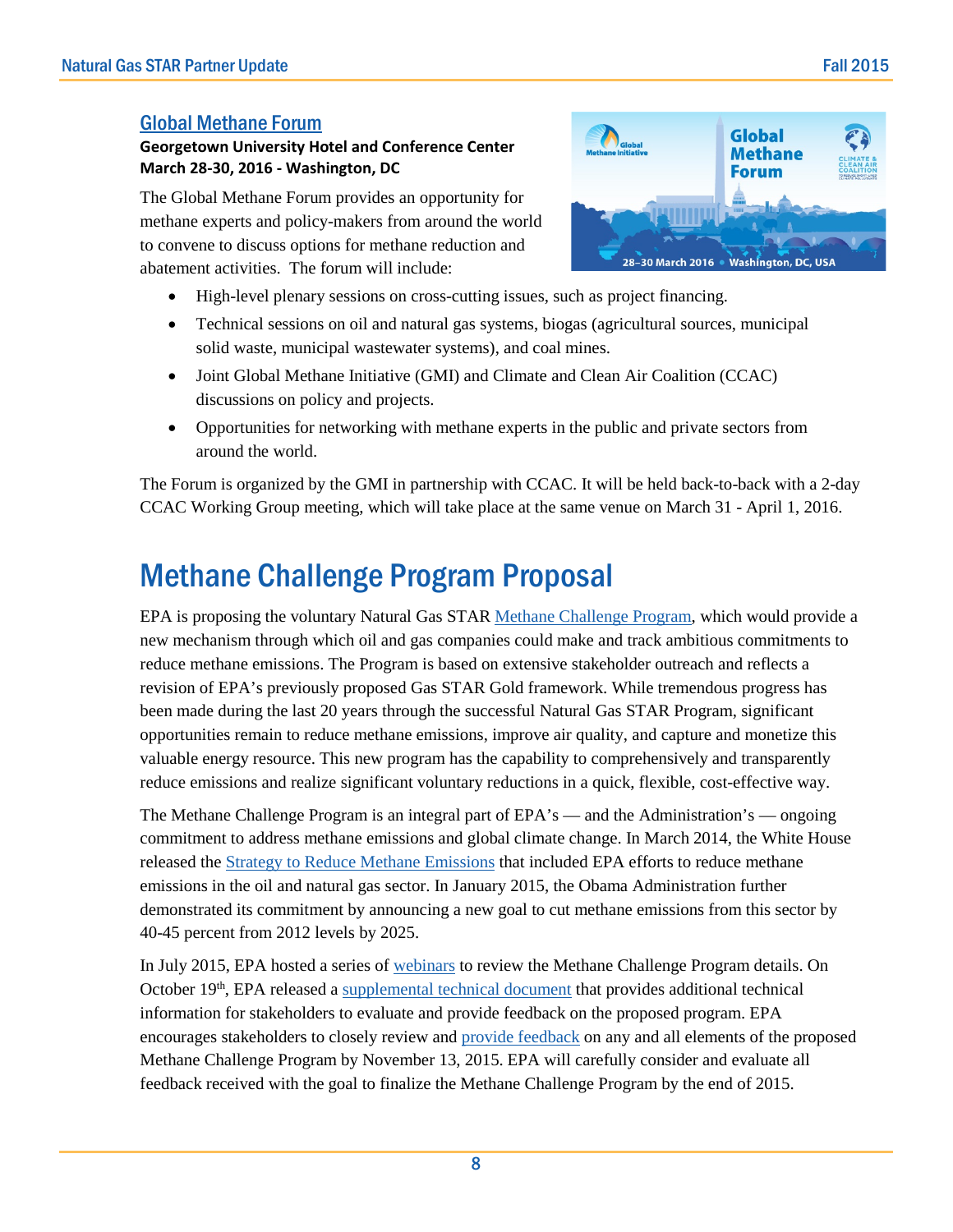## Global Methane Forum

**Georgetown University Hotel and Conference Center**
**March 28-30, 2016 - Washington, DC**

The Global Methane Forum provides an opportunity for methane experts and policy-makers from around the world to convene to discuss options for methane reduction and abatement activities. The forum will include:

- High-level plenary sessions on cross-cutting issues, such as project financing.
- Technical sessions on oil and natural gas systems, biogas (agricultural sources, municipal solid waste, municipal wastewater systems), and coal mines.
- Joint Global Methane Initiative (GMI) and Climate and Clean Air Coalition (CCAC) discussions on policy and projects.
- Opportunities for networking with methane experts in the public and private sectors from around the world.

The Forum is organized by the GMI in partnership with CCAC. It will be held back-to-back with a 2-day CCAC Working Group meeting, which will take place at the same venue on March 31 - April 1, 2016.

# Methane Challenge Program Proposal

EPA is proposing the voluntary Natural Gas STAR Methane Challenge Program, which would provide a new mechanism through which oil and gas companies could make and track ambitious commitments to reduce methane emissions. The Program is based on extensive stakeholder outreach and reflects a revision of EPA's previously proposed Gas STAR Gold framework. While tremendous progress has been made during the last 20 years through the successful Natural Gas STAR Program, significant opportunities remain to reduce methane emissions, improve air quality, and capture and monetize this valuable energy resource. This new program has the capability to comprehensively and transparently reduce emissions and realize significant voluntary reductions in a quick, flexible, cost-effective way.

The Methane Challenge Program is an integral part of EPA's — and the Administration's — ongoing commitment to address methane emissions and global climate change. In March 2014, the White House released the Strategy to Reduce Methane Emissions that included EPA efforts to reduce methane emissions in the oil and natural gas sector. In January 2015, the Obama Administration further demonstrated its commitment by announcing a new goal to cut methane emissions from this sector by 40-45 percent from 2012 levels by 2025.

In July 2015, EPA hosted a series of webinars to review the Methane Challenge Program details. On October 19th, EPA released a supplemental technical document that provides additional technical information for stakeholders to evaluate and provide feedback on the proposed program. EPA encourages stakeholders to closely review and provide feedback on any and all elements of the proposed Methane Challenge Program by November 13, 2015. EPA will carefully consider and evaluate all feedback received with the goal to finalize the Methane Challenge Program by the end of 2015.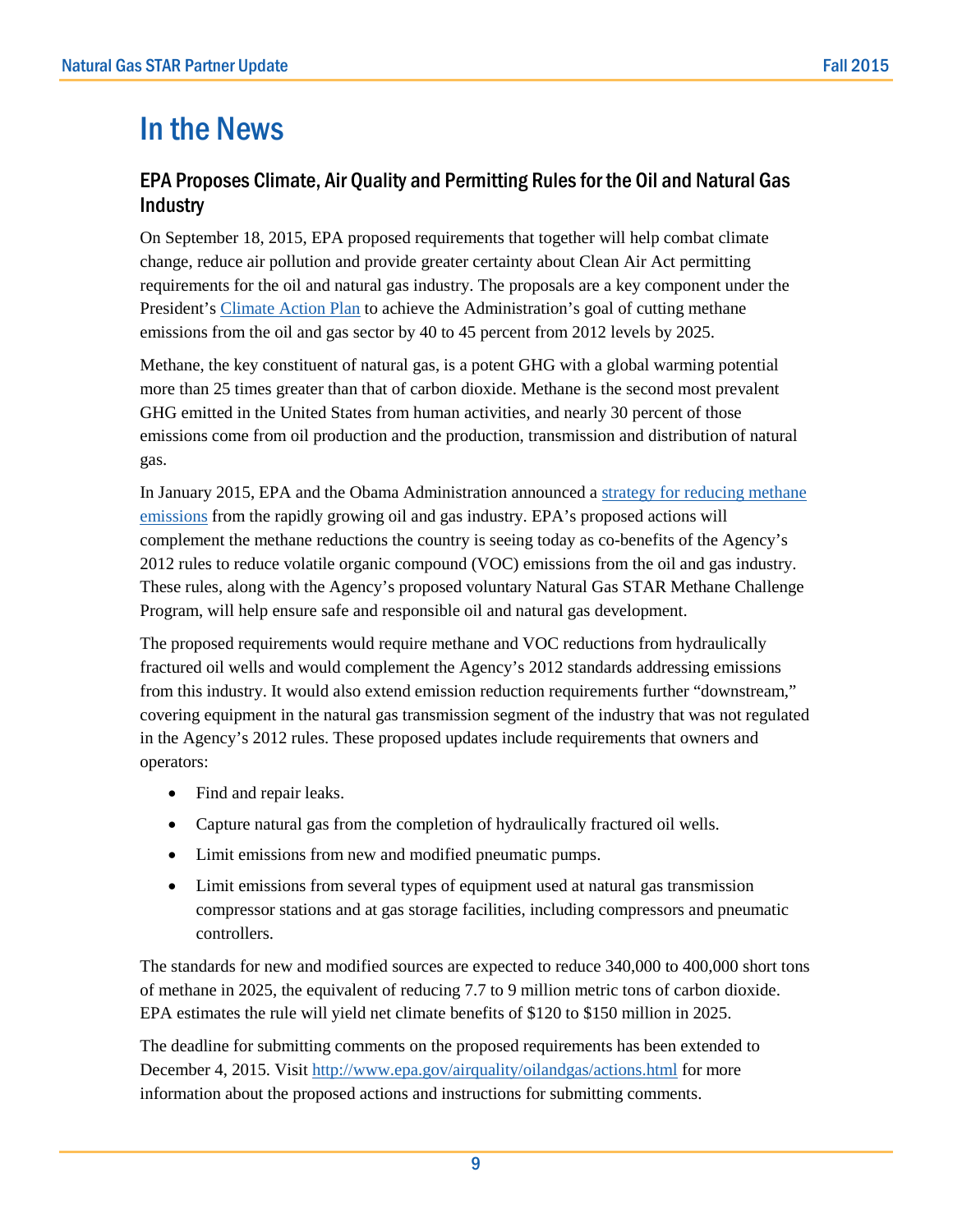# In the News

## EPA Proposes Climate, Air Quality and Permitting Rules for the Oil and Natural Gas Industry

On September 18, 2015, EPA proposed requirements that together will help combat climate change, reduce air pollution and provide greater certainty about Clean Air Act permitting requirements for the oil and natural gas industry. The proposals are a key component under the President's [Climate Action Plan](#) to achieve the Administration's goal of cutting methane emissions from the oil and gas sector by 40 to 45 percent from 2012 levels by 2025.

Methane, the key constituent of natural gas, is a potent GHG with a global warming potential more than 25 times greater than that of carbon dioxide. Methane is the second most prevalent GHG emitted in the United States from human activities, and nearly 30 percent of those emissions come from oil production and the production, transmission and distribution of natural gas.

In January 2015, EPA and the Obama Administration announced a [strategy for reducing methane emissions](#) from the rapidly growing oil and gas industry. EPA's proposed actions will complement the methane reductions the country is seeing today as co-benefits of the Agency's 2012 rules to reduce volatile organic compound (VOC) emissions from the oil and gas industry. These rules, along with the Agency's proposed voluntary Natural Gas STAR Methane Challenge Program, will help ensure safe and responsible oil and natural gas development.

The proposed requirements would require methane and VOC reductions from hydraulically fractured oil wells and would complement the Agency's 2012 standards addressing emissions from this industry. It would also extend emission reduction requirements further "downstream," covering equipment in the natural gas transmission segment of the industry that was not regulated in the Agency's 2012 rules. These proposed updates include requirements that owners and operators:

- Find and repair leaks.
- Capture natural gas from the completion of hydraulically fractured oil wells.
- Limit emissions from new and modified pneumatic pumps.
- Limit emissions from several types of equipment used at natural gas transmission compressor stations and at gas storage facilities, including compressors and pneumatic controllers.

The standards for new and modified sources are expected to reduce 340,000 to 400,000 short tons of methane in 2025, the equivalent of reducing 7.7 to 9 million metric tons of carbon dioxide. EPA estimates the rule will yield net climate benefits of $120 to $150 million in 2025.

The deadline for submitting comments on the proposed requirements has been extended to December 4, 2015. Visit http://www.epa.gov/airquality/oilandgas/actions.html for more information about the proposed actions and instructions for submitting comments.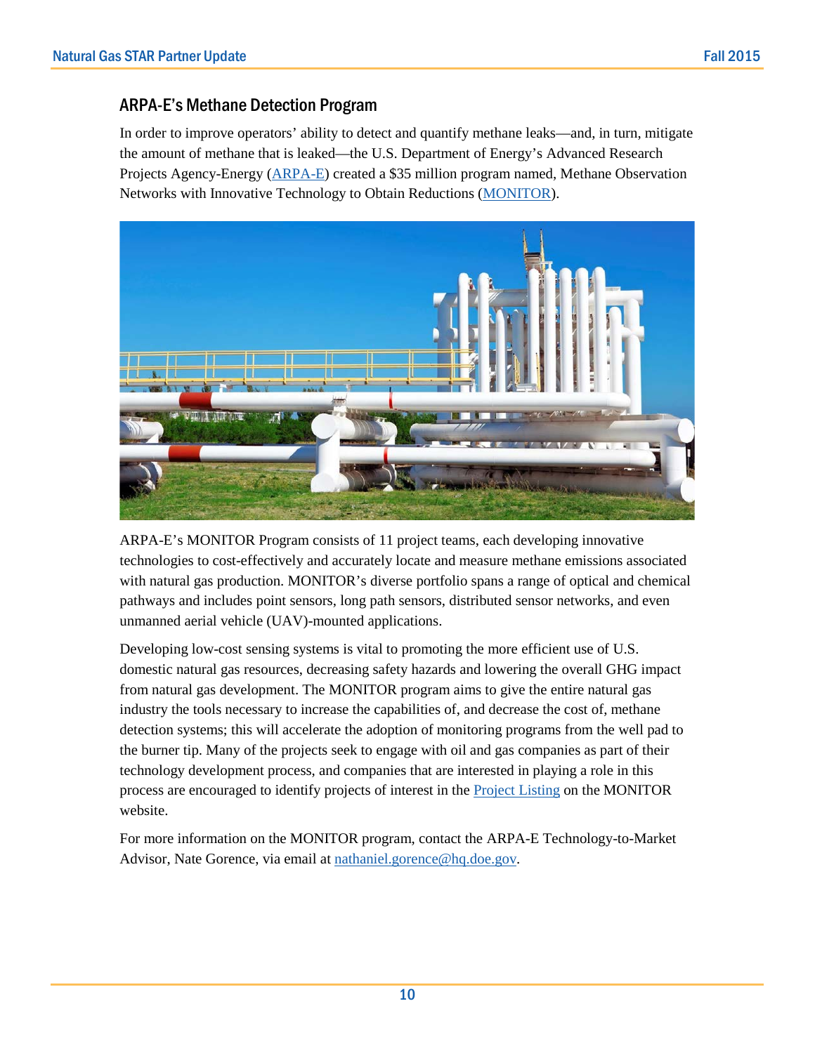## ARPA-E's Methane Detection Program

In order to improve operators' ability to detect and quantify methane leaks—and, in turn, mitigate the amount of methane that is leaked—the U.S. Department of Energy's Advanced Research Projects Agency-Energy (ARPA-E) created a $35 million program named, Methane Observation Networks with Innovative Technology to Obtain Reductions (MONITOR).

ARPA-E's MONITOR Program consists of 11 project teams, each developing innovative technologies to cost-effectively and accurately locate and measure methane emissions associated with natural gas production. MONITOR's diverse portfolio spans a range of optical and chemical pathways and includes point sensors, long path sensors, distributed sensor networks, and even unmanned aerial vehicle (UAV)-mounted applications.

Developing low-cost sensing systems is vital to promoting the more efficient use of U.S. domestic natural gas resources, decreasing safety hazards and lowering the overall GHG impact from natural gas development. The MONITOR program aims to give the entire natural gas industry the tools necessary to increase the capabilities of, and decrease the cost of, methane detection systems; this will accelerate the adoption of monitoring programs from the well pad to the burner tip. Many of the projects seek to engage with oil and gas companies as part of their technology development process, and companies that are interested in playing a role in this process are encouraged to identify projects of interest in the Project Listing on the MONITOR website.

For more information on the MONITOR program, contact the ARPA-E Technology-to-Market Advisor, Nate Gorence, via email at nathaniel.gorence@hq.doe.gov.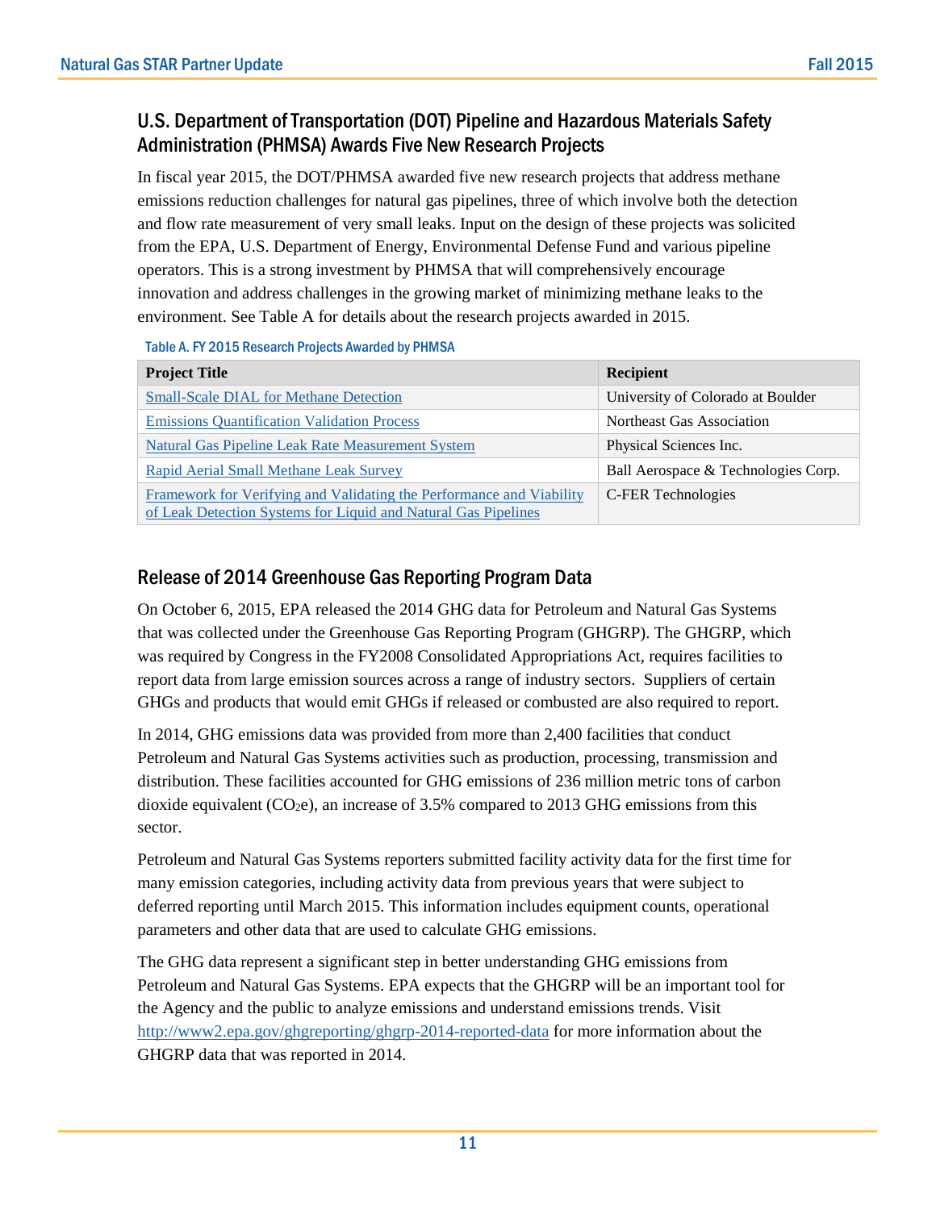## U.S. Department of Transportation (DOT) Pipeline and Hazardous Materials Safety Administration (PHMSA) Awards Five New Research Projects

In fiscal year 2015, the DOT/PHMSA awarded five new research projects that address methane emissions reduction challenges for natural gas pipelines, three of which involve both the detection and flow rate measurement of very small leaks. Input on the design of these projects was solicited from the EPA, U.S. Department of Energy, Environmental Defense Fund and various pipeline operators. This is a strong investment by PHMSA that will comprehensively encourage innovation and address challenges in the growing market of minimizing methane leaks to the environment. See Table A for details about the research projects awarded in 2015.

Table A. FY 2015 Research Projects Awarded by PHMSA

| Project Title | Recipient |
|---|---|
| Small-Scale DIAL for Methane Detection | University of Colorado at Boulder |
| Emissions Quantification Validation Process | Northeast Gas Association |
| Natural Gas Pipeline Leak Rate Measurement System | Physical Sciences Inc. |
| Rapid Aerial Small Methane Leak Survey | Ball Aerospace & Technologies Corp. |
| Framework for Verifying and Validating the Performance and Viability of Leak Detection Systems for Liquid and Natural Gas Pipelines | C-FER Technologies |

## Release of 2014 Greenhouse Gas Reporting Program Data

On October 6, 2015, EPA released the 2014 GHG data for Petroleum and Natural Gas Systems that was collected under the Greenhouse Gas Reporting Program (GHGRP). The GHGRP, which was required by Congress in the FY2008 Consolidated Appropriations Act, requires facilities to report data from large emission sources across a range of industry sectors. Suppliers of certain GHGs and products that would emit GHGs if released or combusted are also required to report.

In 2014, GHG emissions data was provided from more than 2,400 facilities that conduct Petroleum and Natural Gas Systems activities such as production, processing, transmission and distribution. These facilities accounted for GHG emissions of 236 million metric tons of carbon dioxide equivalent ($CO_2e$), an increase of 3.5% compared to 2013 GHG emissions from this sector.

Petroleum and Natural Gas Systems reporters submitted facility activity data for the first time for many emission categories, including activity data from previous years that were subject to deferred reporting until March 2015. This information includes equipment counts, operational parameters and other data that are used to calculate GHG emissions.

The GHG data represent a significant step in better understanding GHG emissions from Petroleum and Natural Gas Systems. EPA expects that the GHGRP will be an important tool for the Agency and the public to analyze emissions and understand emissions trends. Visit http://www2.epa.gov/ghgreporting/ghgrp-2014-reported-data for more information about the GHGRP data that was reported in 2014.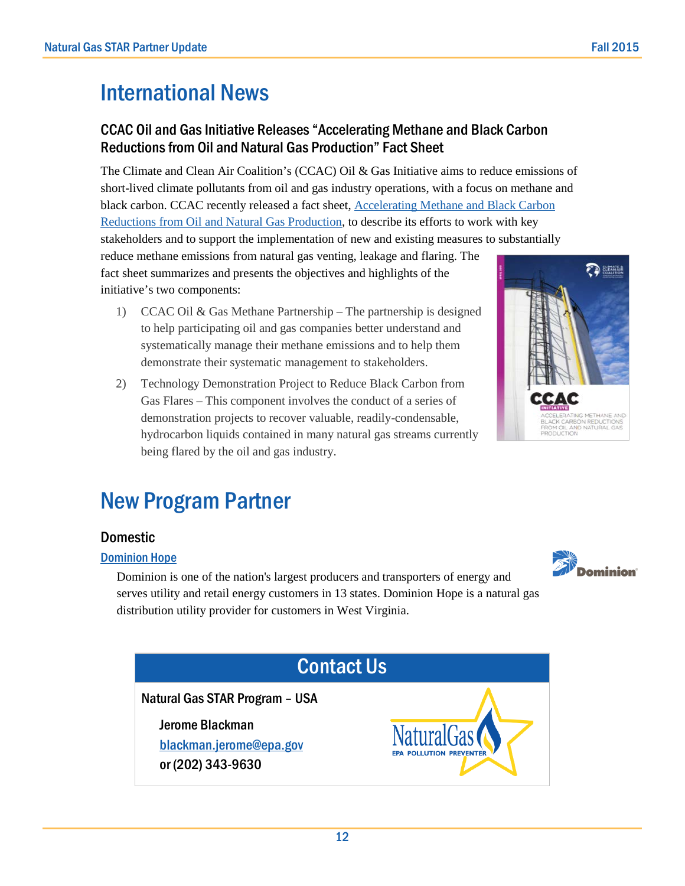# International News

### CCAC Oil and Gas Initiative Releases "Accelerating Methane and Black Carbon Reductions from Oil and Natural Gas Production" Fact Sheet

The Climate and Clean Air Coalition's (CCAC) Oil & Gas Initiative aims to reduce emissions of short-lived climate pollutants from oil and gas industry operations, with a focus on methane and black carbon. CCAC recently released a fact sheet, Accelerating Methane and Black Carbon Reductions from Oil and Natural Gas Production, to describe its efforts to work with key stakeholders and to support the implementation of new and existing measures to substantially reduce methane emissions from natural gas venting, leakage and flaring. The fact sheet summarizes and presents the objectives and highlights of the initiative's two components:

1) CCAC Oil & Gas Methane Partnership – The partnership is designed to help participating oil and gas companies better understand and systematically manage their methane emissions and to help them demonstrate their systematic management to stakeholders.

2) Technology Demonstration Project to Reduce Black Carbon from Gas Flares – This component involves the conduct of a series of demonstration projects to recover valuable, readily-condensable, hydrocarbon liquids contained in many natural gas streams currently being flared by the oil and gas industry.

# New Program Partner

### Domestic

**Dominion Hope**

Dominion is one of the nation's largest producers and transporters of energy and serves utility and retail energy customers in 13 states. Dominion Hope is a natural gas distribution utility provider for customers in West Virginia.

## Contact Us

**Natural Gas STAR Program – USA**

Jerome Blackman
blackman.jerome@epa.gov
or (202) 343-9630